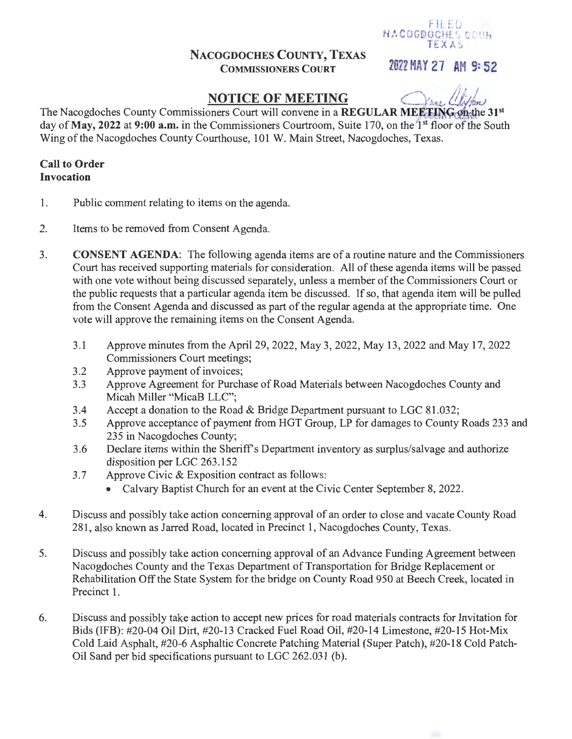FILED
NACOGDOCHES COUN
TEXAS

2022 MAY 27 AM 9:52

# NACOGDOCHES COUNTY, TEXAS
## COMMISSIONERS COURT

## NOTICE OF MEETING

The Nacogdoches County Commissioners Court will convene in a **REGULAR MEETING** on the **31st** day of **May, 2022** at **9:00 a.m.** in the Commissioners Courtroom, Suite 170, on the 1st floor of the South Wing of the Nacogdoches County Courthouse, 101 W. Main Street, Nacogdoches, Texas.

**Call to Order**
**Invocation**

1. Public comment relating to items on the agenda.

2. Items to be removed from Consent Agenda.

3. **CONSENT AGENDA**: The following agenda items are of a routine nature and the Commissioners Court has received supporting materials for consideration. All of these agenda items will be passed with one vote without being discussed separately, unless a member of the Commissioners Court or the public requests that a particular agenda item be discussed. If so, that agenda item will be pulled from the Consent Agenda and discussed as part of the regular agenda at the appropriate time. One vote will approve the remaining items on the Consent Agenda.

   3.1 Approve minutes from the April 29, 2022, May 3, 2022, May 13, 2022 and May 17, 2022 Commissioners Court meetings;
   3.2 Approve payment of invoices;
   3.3 Approve Agreement for Purchase of Road Materials between Nacogdoches County and Micah Miller "MicaB LLC";
   3.4 Accept a donation to the Road & Bridge Department pursuant to LGC 81.032;
   3.5 Approve acceptance of payment from HGT Group, LP for damages to County Roads 233 and 235 in Nacogdoches County;
   3.6 Declare items within the Sheriff's Department inventory as surplus/salvage and authorize disposition per LGC 263.152
   3.7 Approve Civic & Exposition contract as follows:
      - Calvary Baptist Church for an event at the Civic Center September 8, 2022.

4. Discuss and possibly take action concerning approval of an order to close and vacate County Road 281, also known as Jarred Road, located in Precinct 1, Nacogdoches County, Texas.

5. Discuss and possibly take action concerning approval of an Advance Funding Agreement between Nacogdoches County and the Texas Department of Transportation for Bridge Replacement or Rehabilitation Off the State System for the bridge on County Road 950 at Beech Creek, located in Precinct 1.

6. Discuss and possibly take action to accept new prices for road materials contracts for Invitation for Bids (IFB): #20-04 Oil Dirt, #20-13 Cracked Fuel Road Oil, #20-14 Limestone, #20-15 Hot-Mix Cold Laid Asphalt, #20-6 Asphaltic Concrete Patching Material (Super Patch), #20-18 Cold Patch-Oil Sand per bid specifications pursuant to LGC 262.031 (b).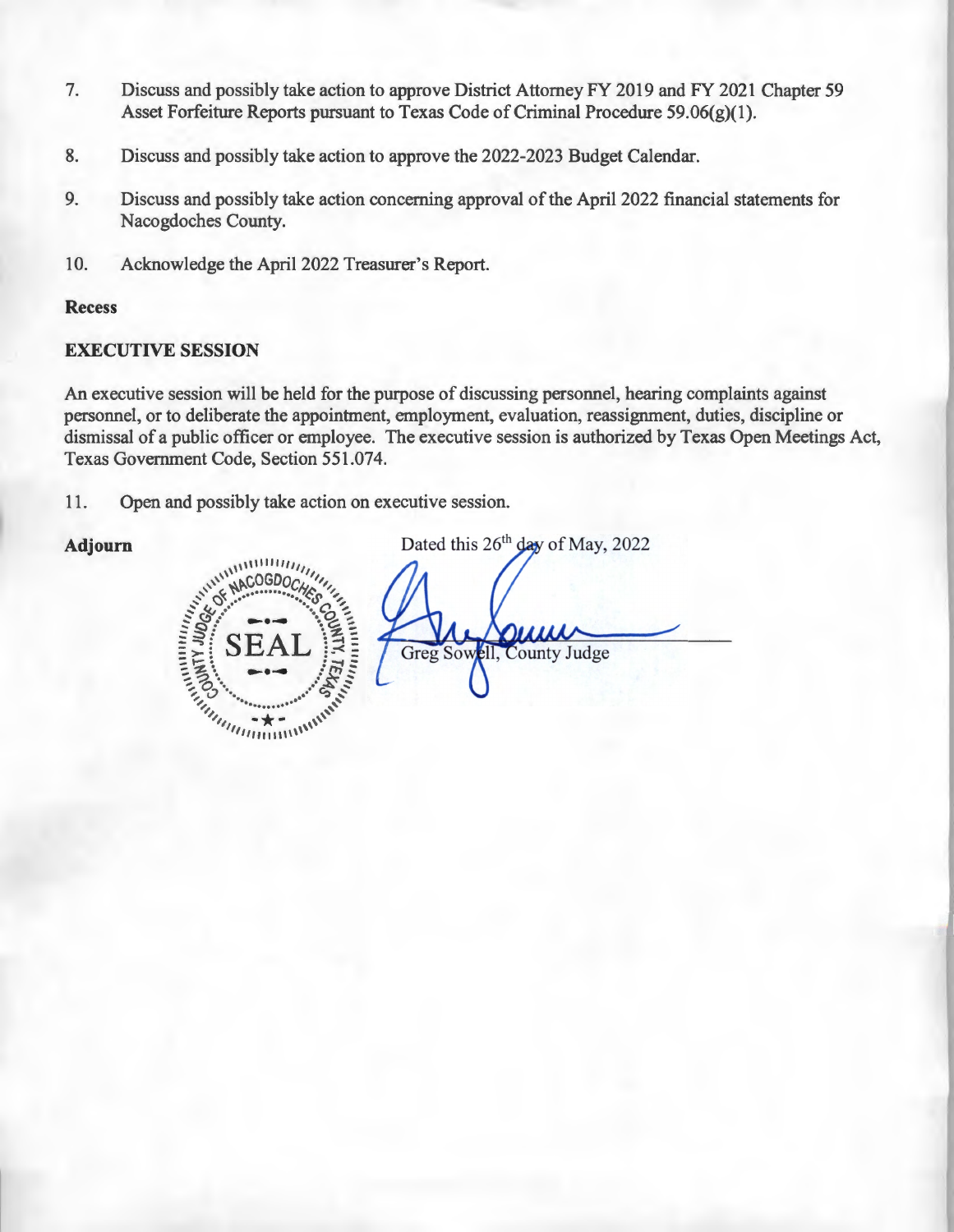7. Discuss and possibly take action to approve District Attorney FY 2019 and FY 2021 Chapter 59 Asset Forfeiture Reports pursuant to Texas Code of Criminal Procedure 59.06(g)(1).

8. Discuss and possibly take action to approve the 2022-2023 Budget Calendar.

9. Discuss and possibly take action concerning approval of the April 2022 financial statements for Nacogdoches County.

10. Acknowledge the April 2022 Treasurer's Report.

**Recess**

**EXECUTIVE SESSION**

An executive session will be held for the purpose of discussing personnel, hearing complaints against personnel, or to deliberate the appointment, employment, evaluation, reassignment, duties, discipline or dismissal of a public officer or employee. The executive session is authorized by Texas Open Meetings Act, Texas Government Code, Section 551.074.

11. Open and possibly take action on executive session.

**Adjourn**

Dated this 26th day of May, 2022

SEAL — COUNTY JUDGE OF NACOGDOCHES COUNTY, TEXAS

Greg Sowell, County Judge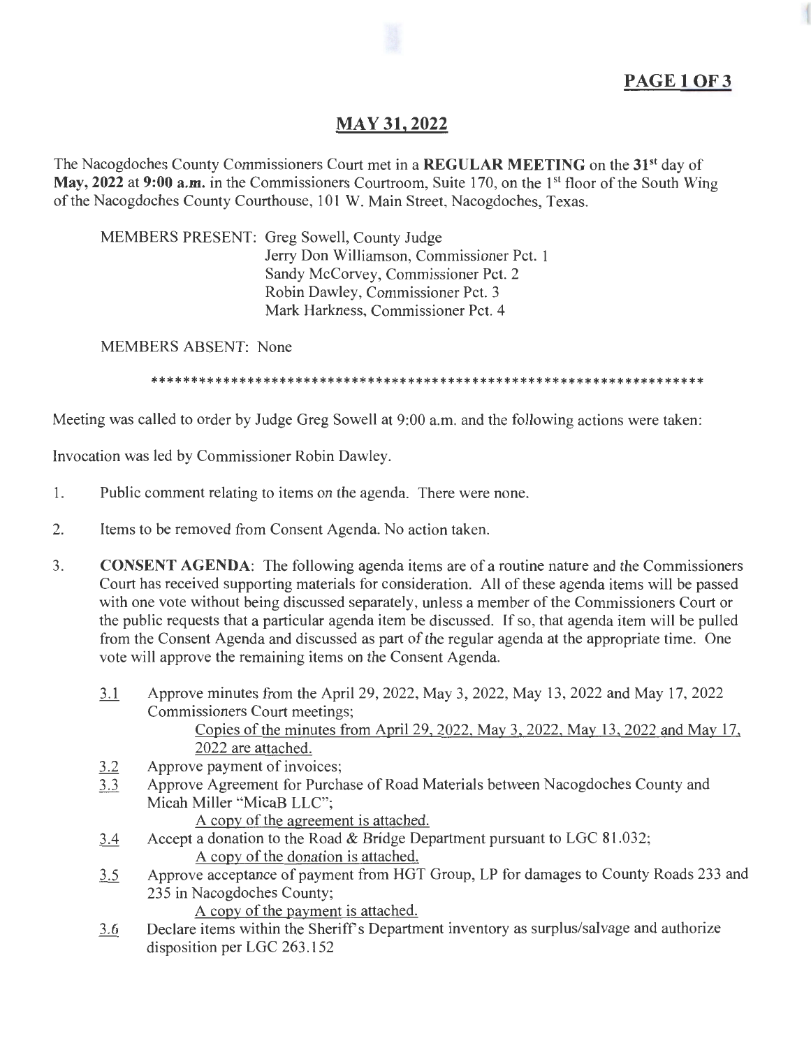## MAY 31, 2022

The Nacogdoches County Commissioners Court met in a **REGULAR MEETING** on the 31st day of **May, 2022** at **9:00 a.m.** in the Commissioners Courtroom, Suite 170, on the 1st floor of the South Wing of the Nacogdoches County Courthouse, 101 W. Main Street, Nacogdoches, Texas.

MEMBERS PRESENT: Greg Sowell, County Judge
Jerry Don Williamson, Commissioner Pct. 1
Sandy McCorvey, Commissioner Pct. 2
Robin Dawley, Commissioner Pct. 3
Mark Harkness, Commissioner Pct. 4

MEMBERS ABSENT: None

\*\*\*\*\*\*\*\*\*\*\*\*\*\*\*\*\*\*\*\*\*\*\*\*\*\*\*\*\*\*\*\*\*\*\*\*\*\*\*\*\*\*\*\*\*\*\*\*\*\*\*\*\*\*\*\*\*\*\*\*\*\*\*\*\*\*\*\*

Meeting was called to order by Judge Greg Sowell at 9:00 a.m. and the following actions were taken:

Invocation was led by Commissioner Robin Dawley.

1. Public comment relating to items on the agenda. There were none.

2. Items to be removed from Consent Agenda. No action taken.

3. **CONSENT AGENDA**: The following agenda items are of a routine nature and the Commissioners Court has received supporting materials for consideration. All of these agenda items will be passed with one vote without being discussed separately, unless a member of the Commissioners Court or the public requests that a particular agenda item be discussed. If so, that agenda item will be pulled from the Consent Agenda and discussed as part of the regular agenda at the appropriate time. One vote will approve the remaining items on the Consent Agenda.

   3.1 Approve minutes from the April 29, 2022, May 3, 2022, May 13, 2022 and May 17, 2022 Commissioners Court meetings;
   Copies of the minutes from April 29, 2022, May 3, 2022, May 13, 2022 and May 17, 2022 are attached.

   3.2 Approve payment of invoices;

   3.3 Approve Agreement for Purchase of Road Materials between Nacogdoches County and Micah Miller "MicaB LLC";
   A copy of the agreement is attached.

   3.4 Accept a donation to the Road & Bridge Department pursuant to LGC 81.032;
   A copy of the donation is attached.

   3.5 Approve acceptance of payment from HGT Group, LP for damages to County Roads 233 and 235 in Nacogdoches County;
   A copy of the payment is attached.

   3.6 Declare items within the Sheriff's Department inventory as surplus/salvage and authorize disposition per LGC 263.152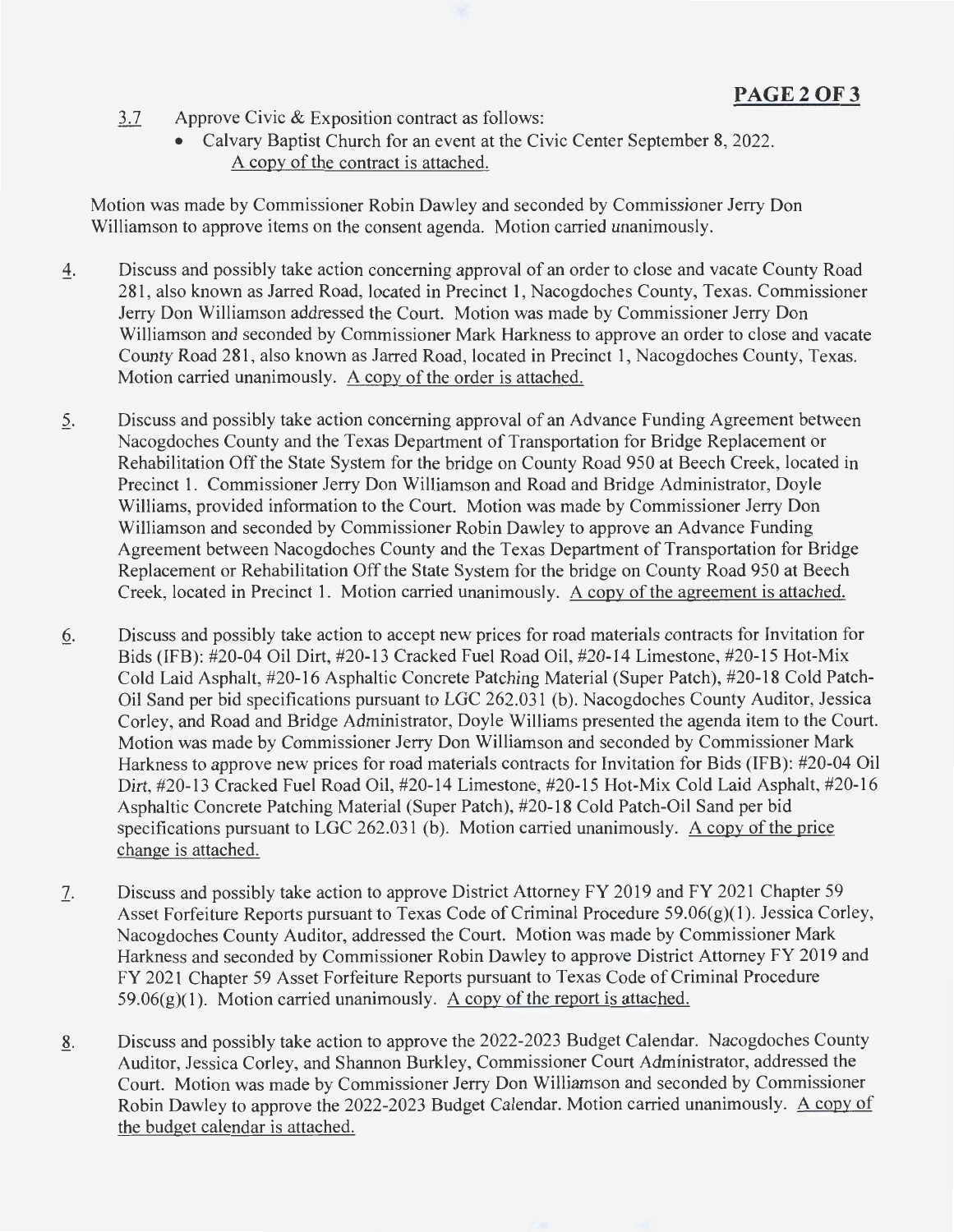3.7 Approve Civic & Exposition contract as follows:

- Calvary Baptist Church for an event at the Civic Center September 8, 2022.
  A copy of the contract is attached.

Motion was made by Commissioner Robin Dawley and seconded by Commissioner Jerry Don Williamson to approve items on the consent agenda. Motion carried unanimously.

4. Discuss and possibly take action concerning approval of an order to close and vacate County Road 281, also known as Jarred Road, located in Precinct 1, Nacogdoches County, Texas. Commissioner Jerry Don Williamson addressed the Court. Motion was made by Commissioner Jerry Don Williamson and seconded by Commissioner Mark Harkness to approve an order to close and vacate County Road 281, also known as Jarred Road, located in Precinct 1, Nacogdoches County, Texas. Motion carried unanimously. A copy of the order is attached.

5. Discuss and possibly take action concerning approval of an Advance Funding Agreement between Nacogdoches County and the Texas Department of Transportation for Bridge Replacement or Rehabilitation Off the State System for the bridge on County Road 950 at Beech Creek, located in Precinct 1. Commissioner Jerry Don Williamson and Road and Bridge Administrator, Doyle Williams, provided information to the Court. Motion was made by Commissioner Jerry Don Williamson and seconded by Commissioner Robin Dawley to approve an Advance Funding Agreement between Nacogdoches County and the Texas Department of Transportation for Bridge Replacement or Rehabilitation Off the State System for the bridge on County Road 950 at Beech Creek, located in Precinct 1. Motion carried unanimously. A copy of the agreement is attached.

6. Discuss and possibly take action to accept new prices for road materials contracts for Invitation for Bids (IFB): #20-04 Oil Dirt, #20-13 Cracked Fuel Road Oil, #20-14 Limestone, #20-15 Hot-Mix Cold Laid Asphalt, #20-16 Asphaltic Concrete Patching Material (Super Patch), #20-18 Cold Patch-Oil Sand per bid specifications pursuant to LGC 262.031 (b). Nacogdoches County Auditor, Jessica Corley, and Road and Bridge Administrator, Doyle Williams presented the agenda item to the Court. Motion was made by Commissioner Jerry Don Williamson and seconded by Commissioner Mark Harkness to approve new prices for road materials contracts for Invitation for Bids (IFB): #20-04 Oil Dirt, #20-13 Cracked Fuel Road Oil, #20-14 Limestone, #20-15 Hot-Mix Cold Laid Asphalt, #20-16 Asphaltic Concrete Patching Material (Super Patch), #20-18 Cold Patch-Oil Sand per bid specifications pursuant to LGC 262.031 (b). Motion carried unanimously. A copy of the price change is attached.

7. Discuss and possibly take action to approve District Attorney FY 2019 and FY 2021 Chapter 59 Asset Forfeiture Reports pursuant to Texas Code of Criminal Procedure 59.06(g)(1). Jessica Corley, Nacogdoches County Auditor, addressed the Court. Motion was made by Commissioner Mark Harkness and seconded by Commissioner Robin Dawley to approve District Attorney FY 2019 and FY 2021 Chapter 59 Asset Forfeiture Reports pursuant to Texas Code of Criminal Procedure 59.06(g)(1). Motion carried unanimously. A copy of the report is attached.

8. Discuss and possibly take action to approve the 2022-2023 Budget Calendar. Nacogdoches County Auditor, Jessica Corley, and Shannon Burkley, Commissioner Court Administrator, addressed the Court. Motion was made by Commissioner Jerry Don Williamson and seconded by Commissioner Robin Dawley to approve the 2022-2023 Budget Calendar. Motion carried unanimously. A copy of the budget calendar is attached.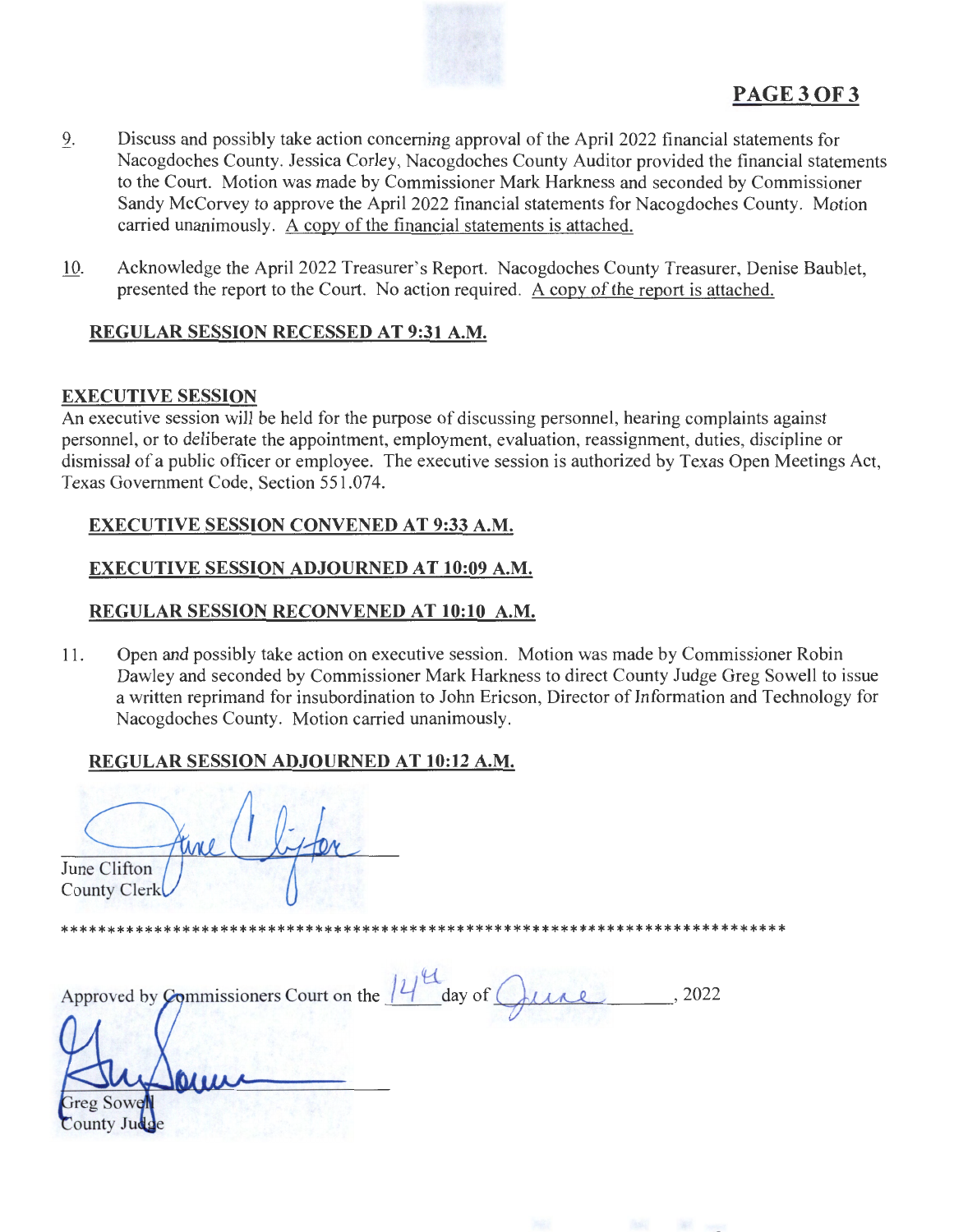9. Discuss and possibly take action concerning approval of the April 2022 financial statements for Nacogdoches County. Jessica Corley, Nacogdoches County Auditor provided the financial statements to the Court. Motion was made by Commissioner Mark Harkness and seconded by Commissioner Sandy McCorvey to approve the April 2022 financial statements for Nacogdoches County. Motion carried unanimously. A copy of the financial statements is attached.

10. Acknowledge the April 2022 Treasurer's Report. Nacogdoches County Treasurer, Denise Baublet, presented the report to the Court. No action required. A copy of the report is attached.

**REGULAR SESSION RECESSED AT 9:31 A.M.**

**EXECUTIVE SESSION**

An executive session will be held for the purpose of discussing personnel, hearing complaints against personnel, or to deliberate the appointment, employment, evaluation, reassignment, duties, discipline or dismissal of a public officer or employee. The executive session is authorized by Texas Open Meetings Act, Texas Government Code, Section 551.074.

**EXECUTIVE SESSION CONVENED AT 9:33 A.M.**

**EXECUTIVE SESSION ADJOURNED AT 10:09 A.M.**

**REGULAR SESSION RECONVENED AT 10:10 A.M.**

11. Open and possibly take action on executive session. Motion was made by Commissioner Robin Dawley and seconded by Commissioner Mark Harkness to direct County Judge Greg Sowell to issue a written reprimand for insubordination to John Ericson, Director of Information and Technology for Nacogdoches County. Motion carried unanimously.

**REGULAR SESSION ADJOURNED AT 10:12 A.M.**

June Clifton
County Clerk

\*\*\*\*\*\*\*\*\*\*\*\*\*\*\*\*\*\*\*\*\*\*\*\*\*\*\*\*\*\*\*\*\*\*\*\*\*\*\*\*\*\*\*\*\*\*\*\*\*\*\*\*\*\*\*\*\*\*\*\*\*\*\*\*\*\*\*\*\*\*\*\*\*\*\*\*\*\*

Approved by Commissioners Court on the 14th day of June, 2022

Greg Sowell
County Judge